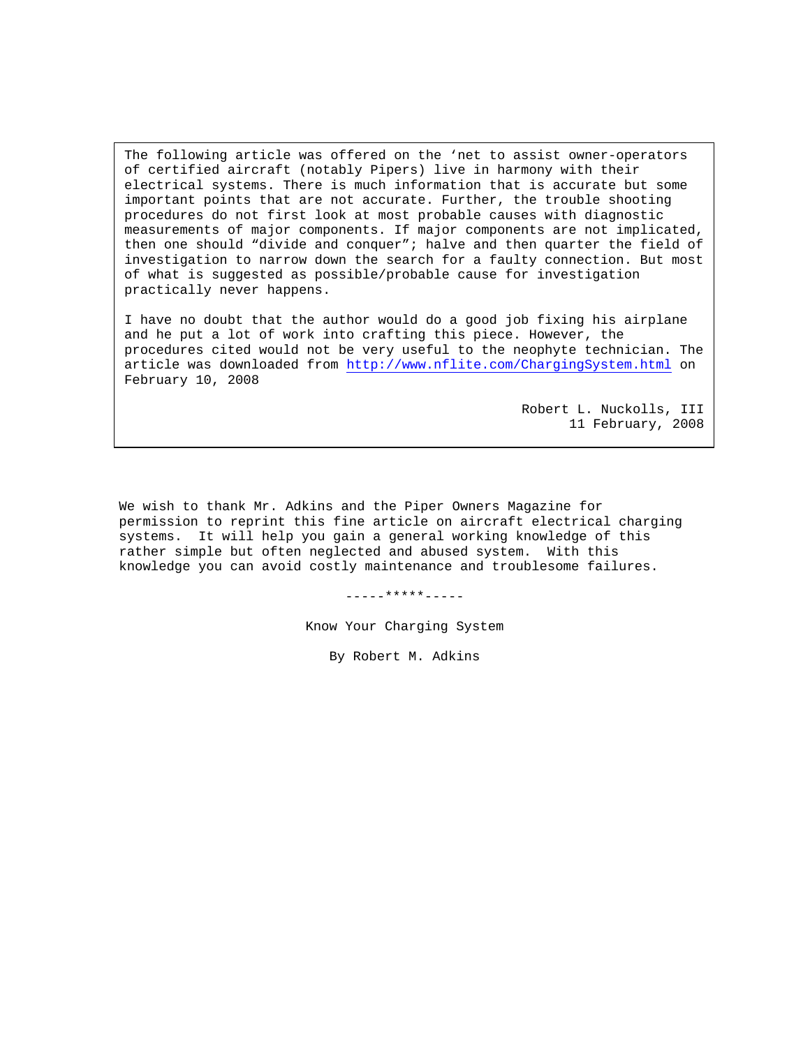The following article was offered on the 'net to assist owner-operators of certified aircraft (notably Pipers) live in harmony with their electrical systems. There is much information that is accurate but some important points that are not accurate. Further, the trouble shooting procedures do not first look at most probable causes with diagnostic measurements of major components. If major components are not implicated, then one should "divide and conquer"; halve and then quarter the field of investigation to narrow down the search for a faulty connection. But most of what is suggested as possible/probable cause for investigation practically never happens.

I have no doubt that the author would do a good job fixing his airplane and he put a lot of work into crafting this piece. However, the procedures cited would not be very useful to the neophyte technician. The article was downloaded from http://www.nflite.com/ChargingSystem.html on February 10, 2008

Robert L. Nuckolls, III
11 February, 2008

---

We wish to thank Mr. Adkins and the Piper Owners Magazine for permission to reprint this fine article on aircraft electrical charging systems. It will help you gain a general working knowledge of this rather simple but often neglected and abused system. With this knowledge you can avoid costly maintenance and troublesome failures.

-----*****-----

Know Your Charging System

By Robert M. Adkins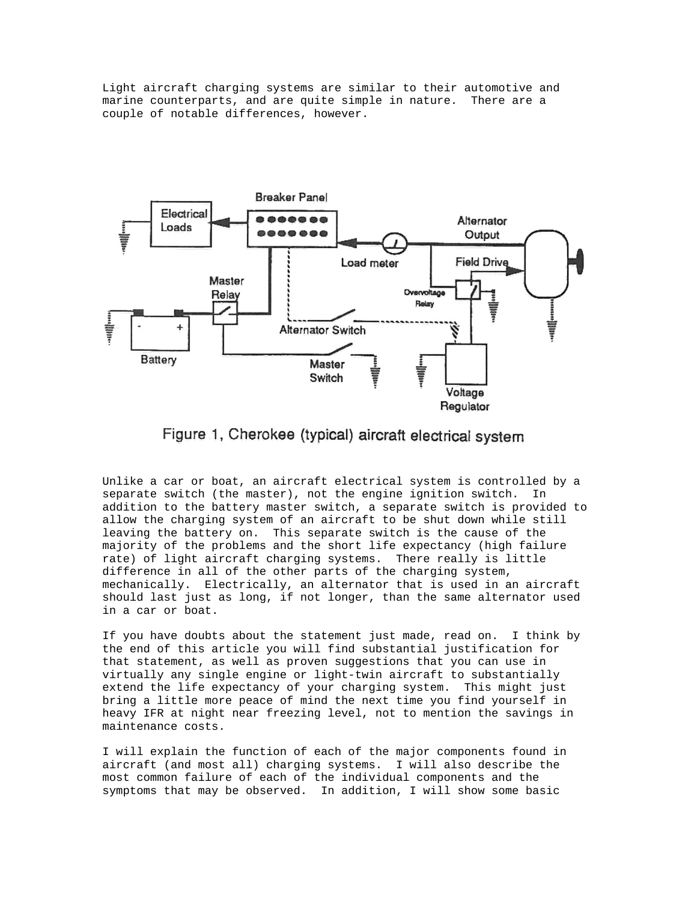Light aircraft charging systems are similar to their automotive and marine counterparts, and are quite simple in nature. There are a couple of notable differences, however.

Figure 1, Cherokee (typical) aircraft electrical system

Unlike a car or boat, an aircraft electrical system is controlled by a separate switch (the master), not the engine ignition switch. In addition to the battery master switch, a separate switch is provided to allow the charging system of an aircraft to be shut down while still leaving the battery on. This separate switch is the cause of the majority of the problems and the short life expectancy (high failure rate) of light aircraft charging systems. There really is little difference in all of the other parts of the charging system, mechanically. Electrically, an alternator that is used in an aircraft should last just as long, if not longer, than the same alternator used in a car or boat.

If you have doubts about the statement just made, read on. I think by the end of this article you will find substantial justification for that statement, as well as proven suggestions that you can use in virtually any single engine or light-twin aircraft to substantially extend the life expectancy of your charging system. This might just bring a little more peace of mind the next time you find yourself in heavy IFR at night near freezing level, not to mention the savings in maintenance costs.

I will explain the function of each of the major components found in aircraft (and most all) charging systems. I will also describe the most common failure of each of the individual components and the symptoms that may be observed. In addition, I will show some basic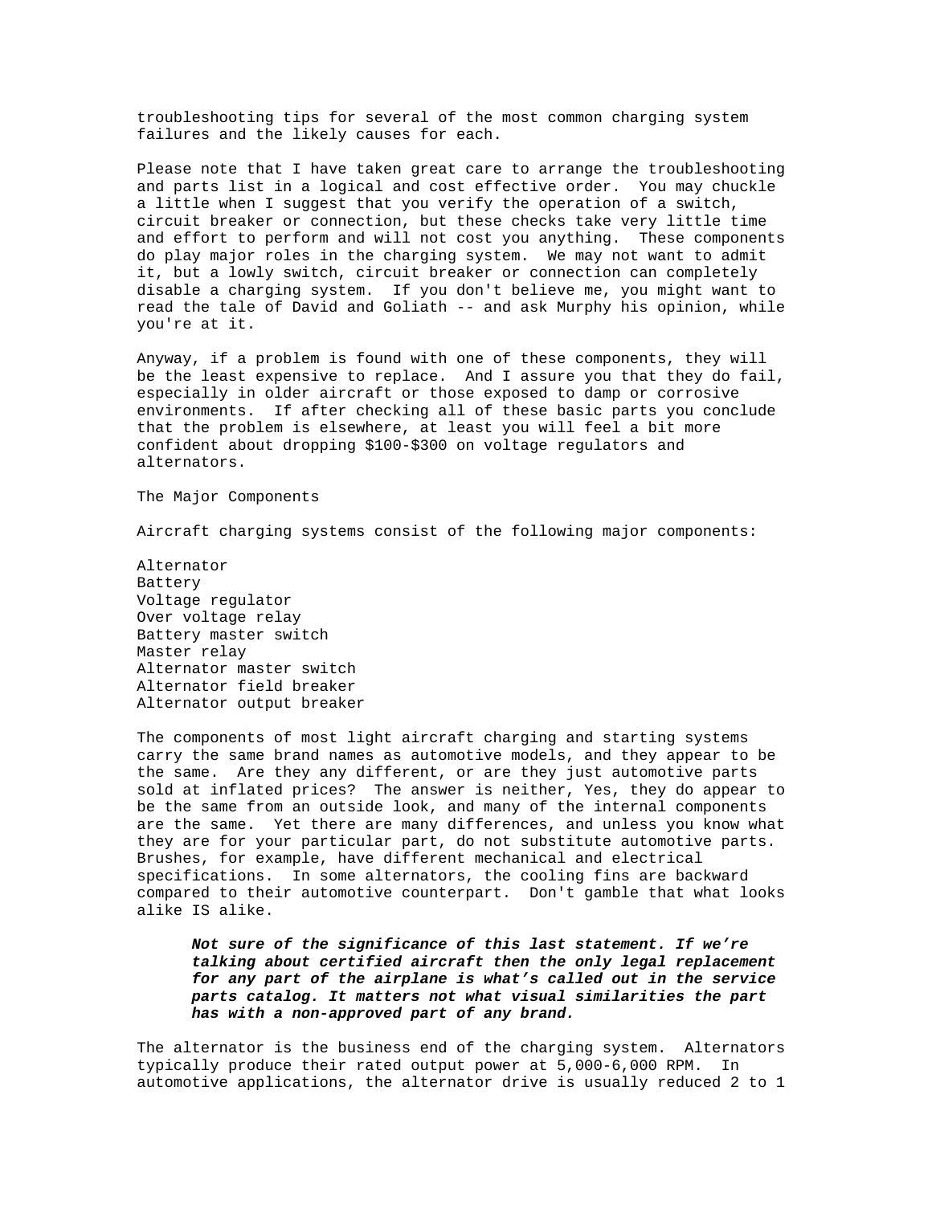troubleshooting tips for several of the most common charging system failures and the likely causes for each.

Please note that I have taken great care to arrange the troubleshooting and parts list in a logical and cost effective order. You may chuckle a little when I suggest that you verify the operation of a switch, circuit breaker or connection, but these checks take very little time and effort to perform and will not cost you anything. These components do play major roles in the charging system. We may not want to admit it, but a lowly switch, circuit breaker or connection can completely disable a charging system. If you don't believe me, you might want to read the tale of David and Goliath -- and ask Murphy his opinion, while you're at it.

Anyway, if a problem is found with one of these components, they will be the least expensive to replace. And I assure you that they do fail, especially in older aircraft or those exposed to damp or corrosive environments. If after checking all of these basic parts you conclude that the problem is elsewhere, at least you will feel a bit more confident about dropping $100-$300 on voltage regulators and alternators.

## The Major Components

Aircraft charging systems consist of the following major components:

Alternator
Battery
Voltage regulator
Over voltage relay
Battery master switch
Master relay
Alternator master switch
Alternator field breaker
Alternator output breaker

The components of most light aircraft charging and starting systems carry the same brand names as automotive models, and they appear to be the same. Are they any different, or are they just automotive parts sold at inflated prices? The answer is neither, Yes, they do appear to be the same from an outside look, and many of the internal components are the same. Yet there are many differences, and unless you know what they are for your particular part, do not substitute automotive parts. Brushes, for example, have different mechanical and electrical specifications. In some alternators, the cooling fins are backward compared to their automotive counterpart. Don't gamble that what looks alike IS alike.

> ***Not sure of the significance of this last statement. If we're talking about certified aircraft then the only legal replacement for any part of the airplane is what's called out in the service parts catalog. It matters not what visual similarities the part has with a non-approved part of any brand.***

The alternator is the business end of the charging system. Alternators typically produce their rated output power at 5,000-6,000 RPM. In automotive applications, the alternator drive is usually reduced 2 to 1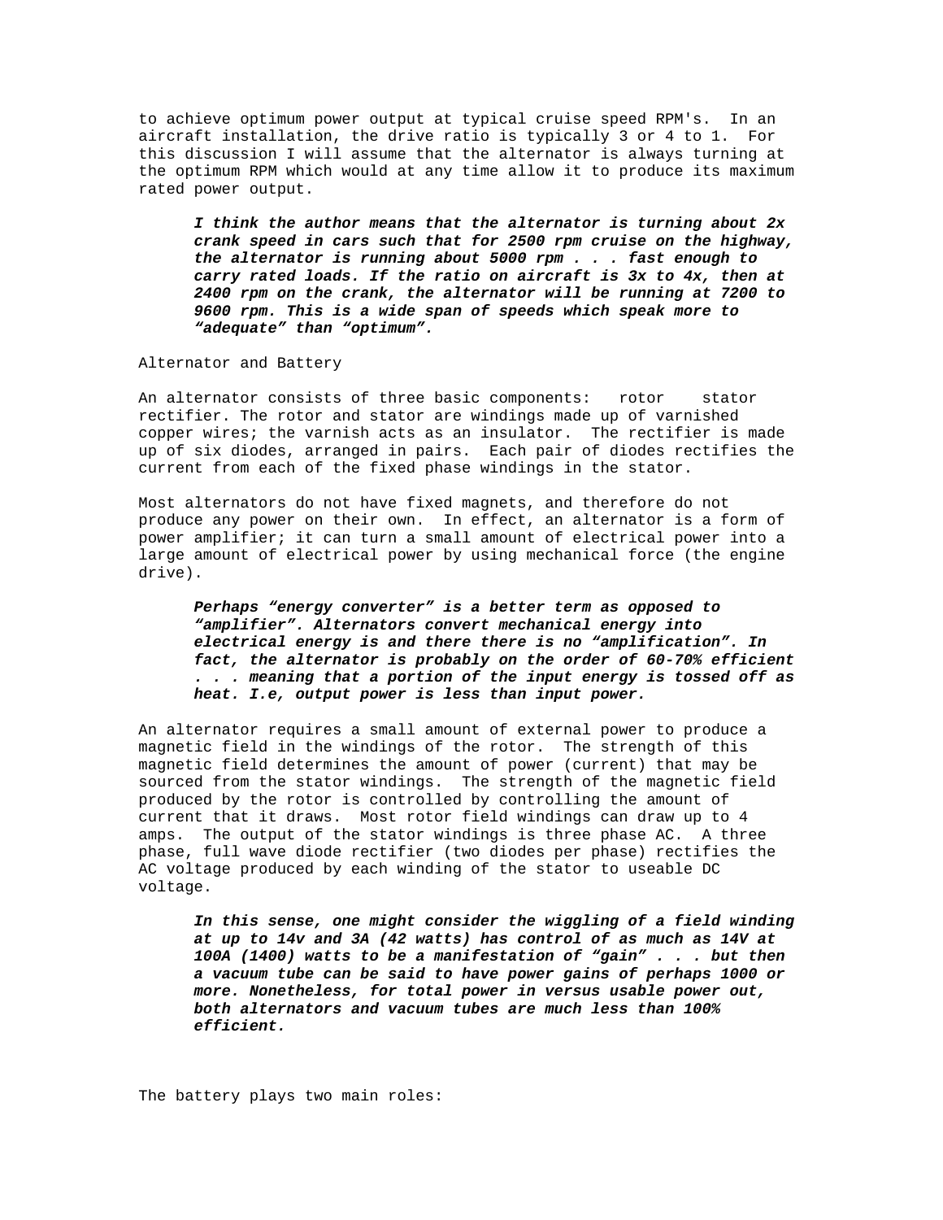to achieve optimum power output at typical cruise speed RPM's. In an aircraft installation, the drive ratio is typically 3 or 4 to 1. For this discussion I will assume that the alternator is always turning at the optimum RPM which would at any time allow it to produce its maximum rated power output.

> ***I think the author means that the alternator is turning about 2x crank speed in cars such that for 2500 rpm cruise on the highway, the alternator is running about 5000 rpm . . . fast enough to carry rated loads. If the ratio on aircraft is 3x to 4x, then at 2400 rpm on the crank, the alternator will be running at 7200 to 9600 rpm. This is a wide span of speeds which speak more to "adequate" than "optimum".***

Alternator and Battery

An alternator consists of three basic components: rotor stator rectifier. The rotor and stator are windings made up of varnished copper wires; the varnish acts as an insulator. The rectifier is made up of six diodes, arranged in pairs. Each pair of diodes rectifies the current from each of the fixed phase windings in the stator.

Most alternators do not have fixed magnets, and therefore do not produce any power on their own. In effect, an alternator is a form of power amplifier; it can turn a small amount of electrical power into a large amount of electrical power by using mechanical force (the engine drive).

> ***Perhaps "energy converter" is a better term as opposed to "amplifier". Alternators convert mechanical energy into electrical energy is and there there is no "amplification". In fact, the alternator is probably on the order of 60-70% efficient . . . meaning that a portion of the input energy is tossed off as heat. I.e, output power is less than input power.***

An alternator requires a small amount of external power to produce a magnetic field in the windings of the rotor. The strength of this magnetic field determines the amount of power (current) that may be sourced from the stator windings. The strength of the magnetic field produced by the rotor is controlled by controlling the amount of current that it draws. Most rotor field windings can draw up to 4 amps. The output of the stator windings is three phase AC. A three phase, full wave diode rectifier (two diodes per phase) rectifies the AC voltage produced by each winding of the stator to useable DC voltage.

> ***In this sense, one might consider the wiggling of a field winding at up to 14v and 3A (42 watts) has control of as much as 14V at 100A (1400) watts to be a manifestation of "gain" . . . but then a vacuum tube can be said to have power gains of perhaps 1000 or more. Nonetheless, for total power in versus usable power out, both alternators and vacuum tubes are much less than 100% efficient.***

The battery plays two main roles: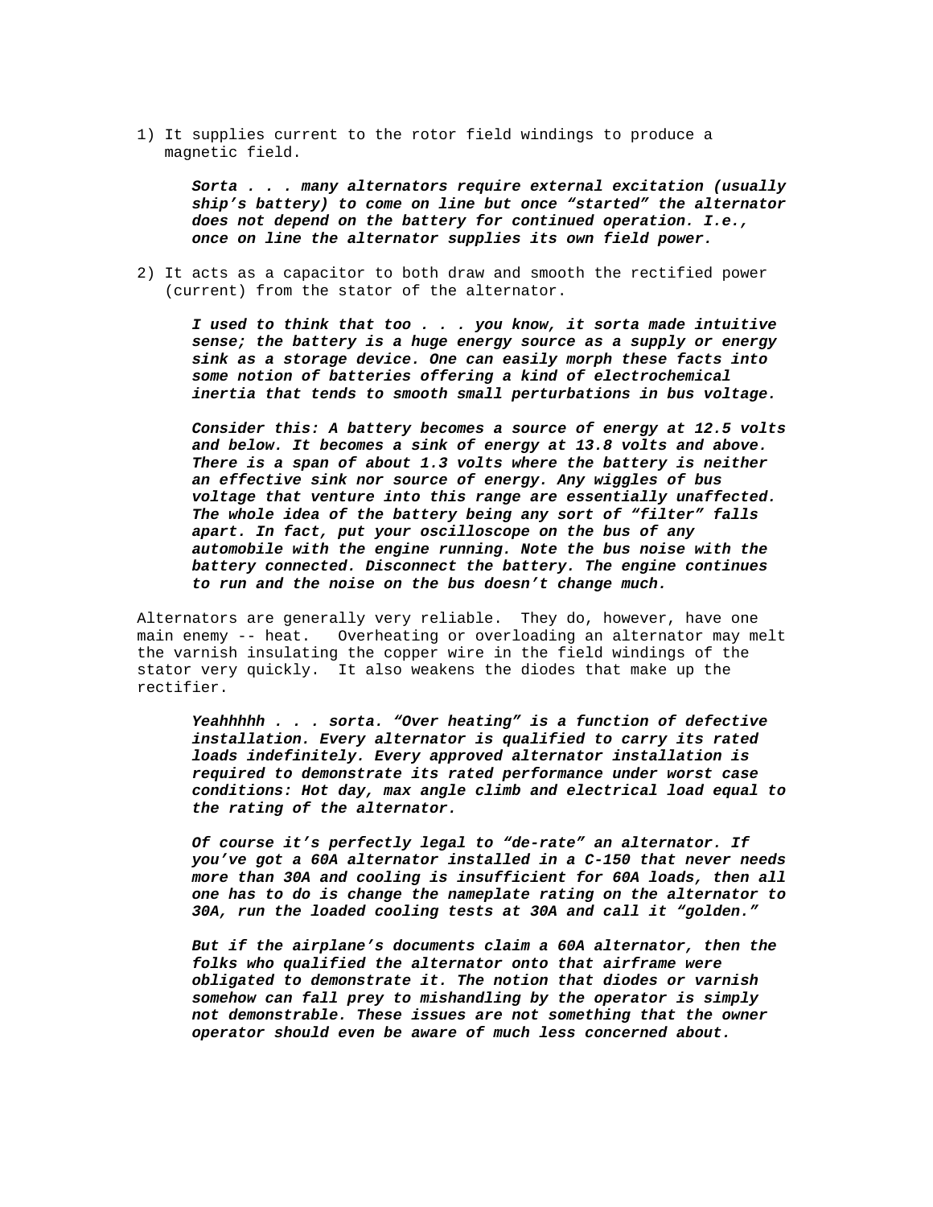1) It supplies current to the rotor field windings to produce a magnetic field.

   ***Sorta . . . many alternators require external excitation (usually ship's battery) to come on line but once "started" the alternator does not depend on the battery for continued operation. I.e., once on line the alternator supplies its own field power.***

2) It acts as a capacitor to both draw and smooth the rectified power (current) from the stator of the alternator.

   ***I used to think that too . . . you know, it sorta made intuitive sense; the battery is a huge energy source as a supply or energy sink as a storage device. One can easily morph these facts into some notion of batteries offering a kind of electrochemical inertia that tends to smooth small perturbations in bus voltage.***

   ***Consider this: A battery becomes a source of energy at 12.5 volts and below. It becomes a sink of energy at 13.8 volts and above. There is a span of about 1.3 volts where the battery is neither an effective sink nor source of energy. Any wiggles of bus voltage that venture into this range are essentially unaffected. The whole idea of the battery being any sort of "filter" falls apart. In fact, put your oscilloscope on the bus of any automobile with the engine running. Note the bus noise with the battery connected. Disconnect the battery. The engine continues to run and the noise on the bus doesn't change much.***

Alternators are generally very reliable. They do, however, have one main enemy -- heat. Overheating or overloading an alternator may melt the varnish insulating the copper wire in the field windings of the stator very quickly. It also weakens the diodes that make up the rectifier.

***Yeahhhhh . . . sorta. "Over heating" is a function of defective installation. Every alternator is qualified to carry its rated loads indefinitely. Every approved alternator installation is required to demonstrate its rated performance under worst case conditions: Hot day, max angle climb and electrical load equal to the rating of the alternator.***

***Of course it's perfectly legal to "de-rate" an alternator. If you've got a 60A alternator installed in a C-150 that never needs more than 30A and cooling is insufficient for 60A loads, then all one has to do is change the nameplate rating on the alternator to 30A, run the loaded cooling tests at 30A and call it "golden."***

***But if the airplane's documents claim a 60A alternator, then the folks who qualified the alternator onto that airframe were obligated to demonstrate it. The notion that diodes or varnish somehow can fall prey to mishandling by the operator is simply not demonstrable. These issues are not something that the owner operator should even be aware of much less concerned about.***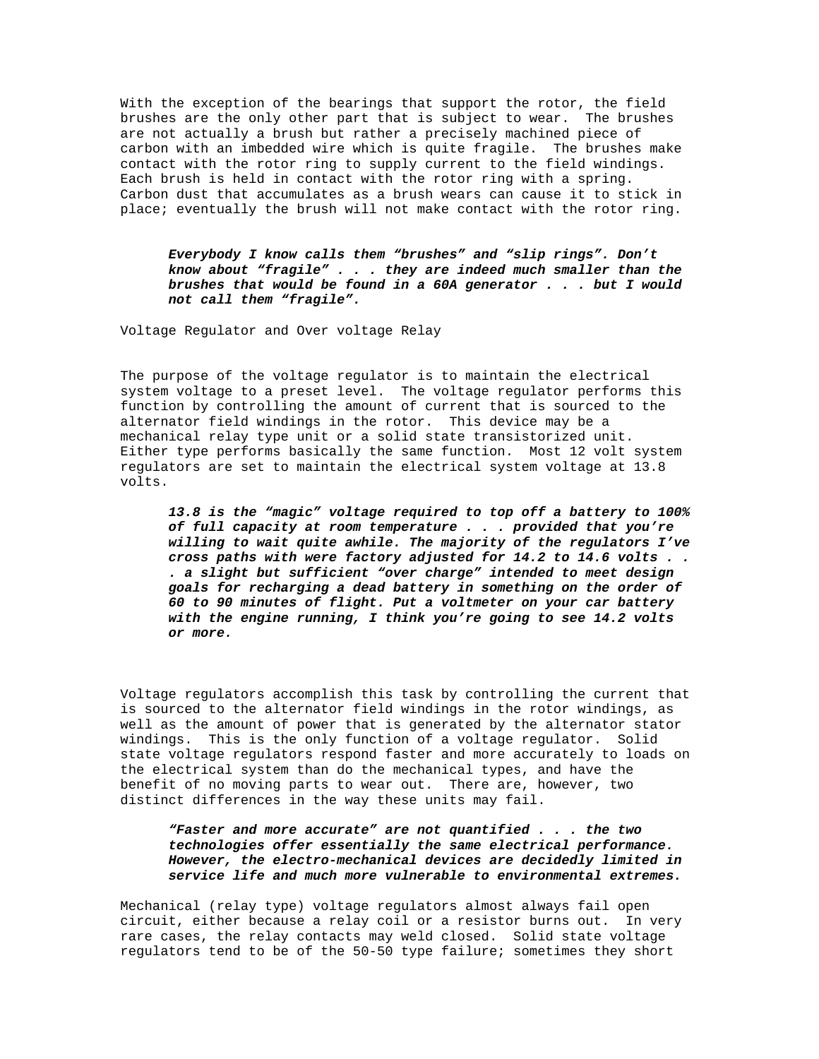With the exception of the bearings that support the rotor, the field brushes are the only other part that is subject to wear. The brushes are not actually a brush but rather a precisely machined piece of carbon with an imbedded wire which is quite fragile. The brushes make contact with the rotor ring to supply current to the field windings. Each brush is held in contact with the rotor ring with a spring. Carbon dust that accumulates as a brush wears can cause it to stick in place; eventually the brush will not make contact with the rotor ring.

> ***Everybody I know calls them "brushes" and "slip rings". Don't know about "fragile" . . . they are indeed much smaller than the brushes that would be found in a 60A generator . . . but I would not call them "fragile".***

Voltage Regulator and Over voltage Relay

The purpose of the voltage regulator is to maintain the electrical system voltage to a preset level. The voltage regulator performs this function by controlling the amount of current that is sourced to the alternator field windings in the rotor. This device may be a mechanical relay type unit or a solid state transistorized unit. Either type performs basically the same function. Most 12 volt system regulators are set to maintain the electrical system voltage at 13.8 volts.

> ***13.8 is the "magic" voltage required to top off a battery to 100% of full capacity at room temperature . . . provided that you're willing to wait quite awhile. The majority of the regulators I've cross paths with were factory adjusted for 14.2 to 14.6 volts . . . a slight but sufficient "over charge" intended to meet design goals for recharging a dead battery in something on the order of 60 to 90 minutes of flight. Put a voltmeter on your car battery with the engine running, I think you're going to see 14.2 volts or more.***

Voltage regulators accomplish this task by controlling the current that is sourced to the alternator field windings in the rotor windings, as well as the amount of power that is generated by the alternator stator windings. This is the only function of a voltage regulator. Solid state voltage regulators respond faster and more accurately to loads on the electrical system than do the mechanical types, and have the benefit of no moving parts to wear out. There are, however, two distinct differences in the way these units may fail.

> ***"Faster and more accurate" are not quantified . . . the two technologies offer essentially the same electrical performance. However, the electro-mechanical devices are decidedly limited in service life and much more vulnerable to environmental extremes.***

Mechanical (relay type) voltage regulators almost always fail open circuit, either because a relay coil or a resistor burns out. In very rare cases, the relay contacts may weld closed. Solid state voltage regulators tend to be of the 50-50 type failure; sometimes they short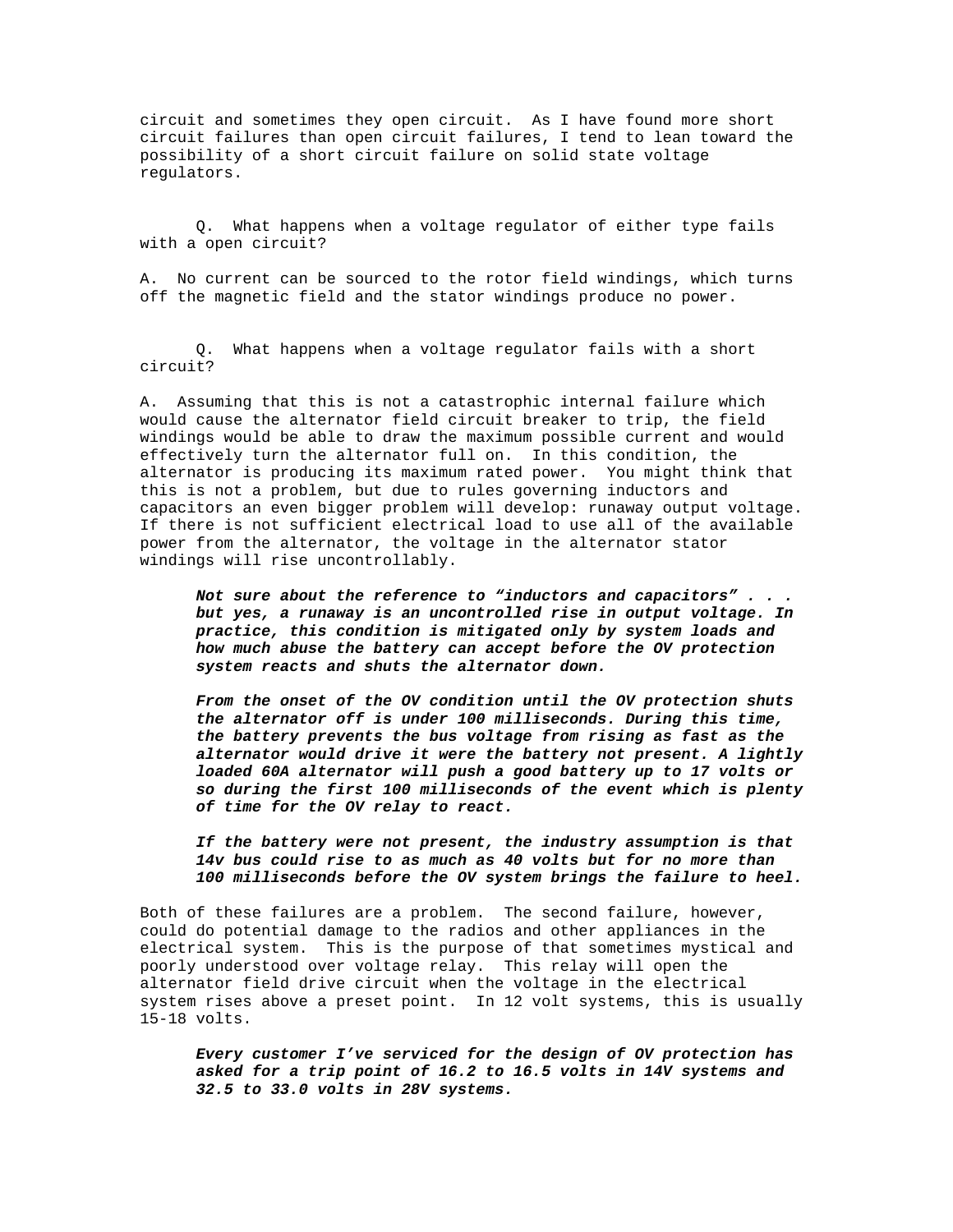circuit and sometimes they open circuit. As I have found more short circuit failures than open circuit failures, I tend to lean toward the possibility of a short circuit failure on solid state voltage regulators.

Q. What happens when a voltage regulator of either type fails with a open circuit?

A. No current can be sourced to the rotor field windings, which turns off the magnetic field and the stator windings produce no power.

Q. What happens when a voltage regulator fails with a short circuit?

A. Assuming that this is not a catastrophic internal failure which would cause the alternator field circuit breaker to trip, the field windings would be able to draw the maximum possible current and would effectively turn the alternator full on. In this condition, the alternator is producing its maximum rated power. You might think that this is not a problem, but due to rules governing inductors and capacitors an even bigger problem will develop: runaway output voltage. If there is not sufficient electrical load to use all of the available power from the alternator, the voltage in the alternator stator windings will rise uncontrollably.

> ***Not sure about the reference to "inductors and capacitors" . . . but yes, a runaway is an uncontrolled rise in output voltage. In practice, this condition is mitigated only by system loads and how much abuse the battery can accept before the OV protection system reacts and shuts the alternator down.***
>
> ***From the onset of the OV condition until the OV protection shuts the alternator off is under 100 milliseconds. During this time, the battery prevents the bus voltage from rising as fast as the alternator would drive it were the battery not present. A lightly loaded 60A alternator will push a good battery up to 17 volts or so during the first 100 milliseconds of the event which is plenty of time for the OV relay to react.***
>
> ***If the battery were not present, the industry assumption is that 14v bus could rise to as much as 40 volts but for no more than 100 milliseconds before the OV system brings the failure to heel.***

Both of these failures are a problem. The second failure, however, could do potential damage to the radios and other appliances in the electrical system. This is the purpose of that sometimes mystical and poorly understood over voltage relay. This relay will open the alternator field drive circuit when the voltage in the electrical system rises above a preset point. In 12 volt systems, this is usually 15-18 volts.

> ***Every customer I've serviced for the design of OV protection has asked for a trip point of 16.2 to 16.5 volts in 14V systems and 32.5 to 33.0 volts in 28V systems.***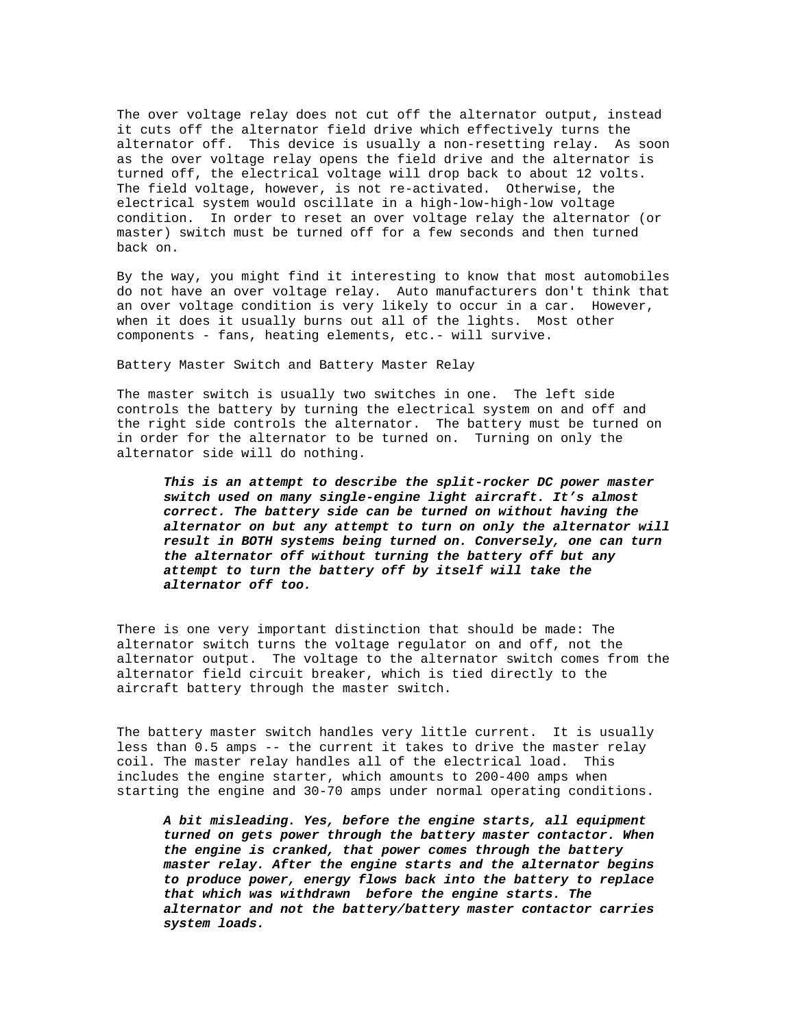The over voltage relay does not cut off the alternator output, instead it cuts off the alternator field drive which effectively turns the alternator off. This device is usually a non-resetting relay. As soon as the over voltage relay opens the field drive and the alternator is turned off, the electrical voltage will drop back to about 12 volts. The field voltage, however, is not re-activated. Otherwise, the electrical system would oscillate in a high-low-high-low voltage condition. In order to reset an over voltage relay the alternator (or master) switch must be turned off for a few seconds and then turned back on.

By the way, you might find it interesting to know that most automobiles do not have an over voltage relay. Auto manufacturers don't think that an over voltage condition is very likely to occur in a car. However, when it does it usually burns out all of the lights. Most other components - fans, heating elements, etc.- will survive.

Battery Master Switch and Battery Master Relay

The master switch is usually two switches in one. The left side controls the battery by turning the electrical system on and off and the right side controls the alternator. The battery must be turned on in order for the alternator to be turned on. Turning on only the alternator side will do nothing.

> ***This is an attempt to describe the split-rocker DC power master switch used on many single-engine light aircraft. It's almost correct. The battery side can be turned on without having the alternator on but any attempt to turn on only the alternator will result in BOTH systems being turned on. Conversely, one can turn the alternator off without turning the battery off but any attempt to turn the battery off by itself will take the alternator off too.***

There is one very important distinction that should be made: The alternator switch turns the voltage regulator on and off, not the alternator output. The voltage to the alternator switch comes from the alternator field circuit breaker, which is tied directly to the aircraft battery through the master switch.

The battery master switch handles very little current. It is usually less than 0.5 amps -- the current it takes to drive the master relay coil. The master relay handles all of the electrical load. This includes the engine starter, which amounts to 200-400 amps when starting the engine and 30-70 amps under normal operating conditions.

> ***A bit misleading. Yes, before the engine starts, all equipment turned on gets power through the battery master contactor. When the engine is cranked, that power comes through the battery master relay. After the engine starts and the alternator begins to produce power, energy flows back into the battery to replace that which was withdrawn before the engine starts. The alternator and not the battery/battery master contactor carries system loads.***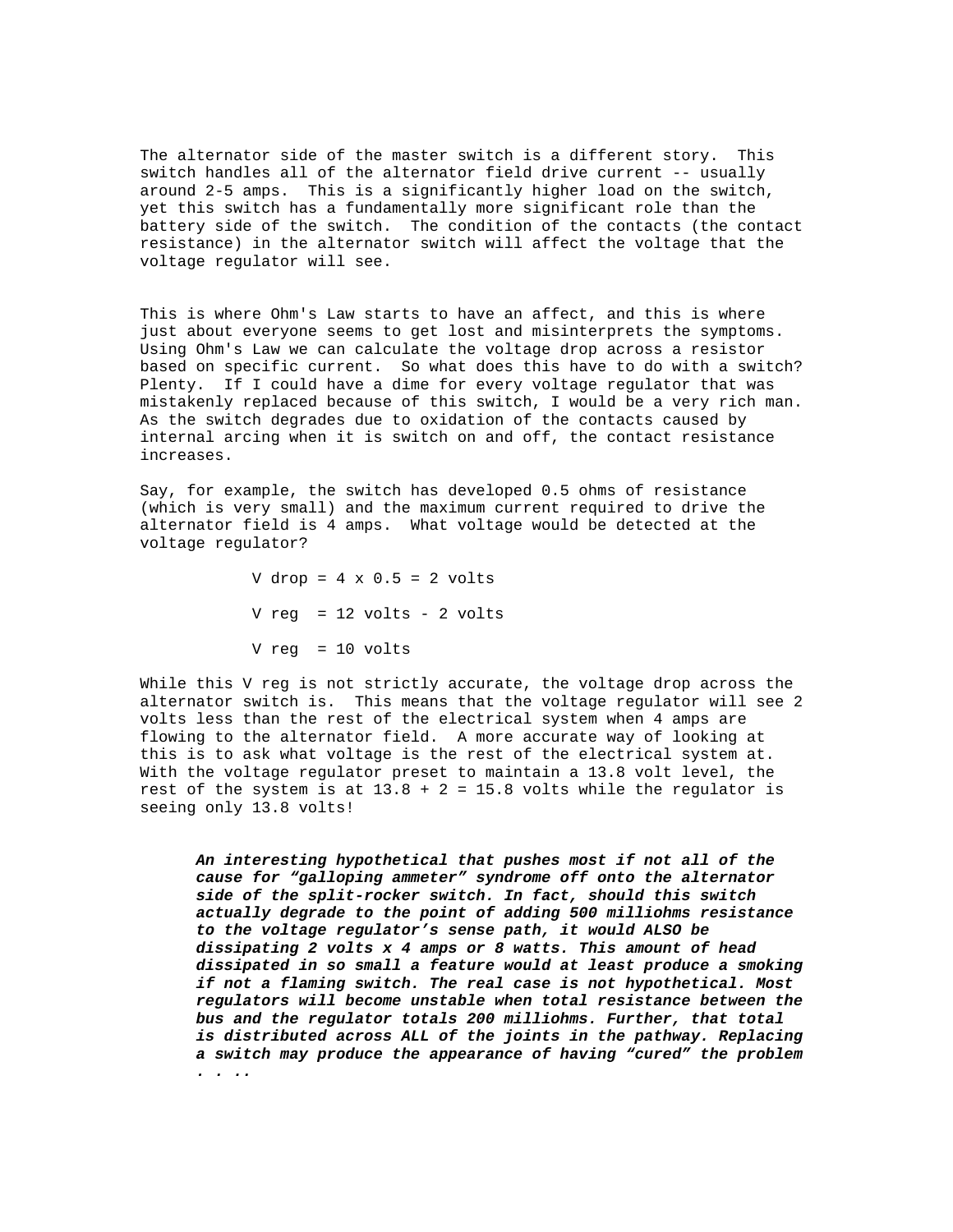The alternator side of the master switch is a different story. This switch handles all of the alternator field drive current -- usually around 2-5 amps. This is a significantly higher load on the switch, yet this switch has a fundamentally more significant role than the battery side of the switch. The condition of the contacts (the contact resistance) in the alternator switch will affect the voltage that the voltage regulator will see.

This is where Ohm's Law starts to have an affect, and this is where just about everyone seems to get lost and misinterprets the symptoms. Using Ohm's Law we can calculate the voltage drop across a resistor based on specific current. So what does this have to do with a switch? Plenty. If I could have a dime for every voltage regulator that was mistakenly replaced because of this switch, I would be a very rich man. As the switch degrades due to oxidation of the contacts caused by internal arcing when it is switch on and off, the contact resistance increases.

Say, for example, the switch has developed 0.5 ohms of resistance (which is very small) and the maximum current required to drive the alternator field is 4 amps. What voltage would be detected at the voltage regulator?

$$V_{drop} = 4 \times 0.5 = 2 \text{ volts}$$

$$V_{reg} = 12 \text{ volts} - 2 \text{ volts}$$

$$V_{reg} = 10 \text{ volts}$$

While this V reg is not strictly accurate, the voltage drop across the alternator switch is. This means that the voltage regulator will see 2 volts less than the rest of the electrical system when 4 amps are flowing to the alternator field. A more accurate way of looking at this is to ask what voltage is the rest of the electrical system at. With the voltage regulator preset to maintain a 13.8 volt level, the rest of the system is at 13.8 + 2 = 15.8 volts while the regulator is seeing only 13.8 volts!

> ***An interesting hypothetical that pushes most if not all of the cause for "galloping ammeter" syndrome off onto the alternator side of the split-rocker switch. In fact, should this switch actually degrade to the point of adding 500 milliohms resistance to the voltage regulator's sense path, it would ALSO be dissipating 2 volts x 4 amps or 8 watts. This amount of head dissipated in so small a feature would at least produce a smoking if not a flaming switch. The real case is not hypothetical. Most regulators will become unstable when total resistance between the bus and the regulator totals 200 milliohms. Further, that total is distributed across ALL of the joints in the pathway. Replacing a switch may produce the appearance of having "cured" the problem . . ..***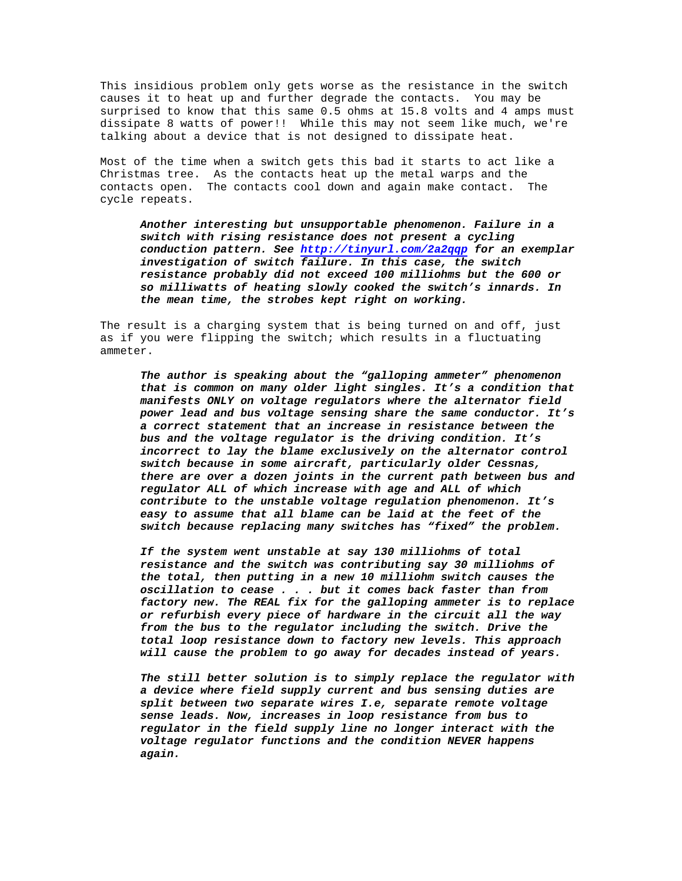This insidious problem only gets worse as the resistance in the switch causes it to heat up and further degrade the contacts. You may be surprised to know that this same 0.5 ohms at 15.8 volts and 4 amps must dissipate 8 watts of power!! While this may not seem like much, we're talking about a device that is not designed to dissipate heat.

Most of the time when a switch gets this bad it starts to act like a Christmas tree. As the contacts heat up the metal warps and the contacts open. The contacts cool down and again make contact. The cycle repeats.

> ***Another interesting but unsupportable phenomenon. Failure in a switch with rising resistance does not present a cycling conduction pattern. See [http://tinyurl.com/2a2qqp](http://tinyurl.com/2a2qqp) for an exemplar investigation of switch failure. In this case, the switch resistance probably did not exceed 100 milliohms but the 600 or so milliwatts of heating slowly cooked the switch's innards. In the mean time, the strobes kept right on working.***

The result is a charging system that is being turned on and off, just as if you were flipping the switch; which results in a fluctuating ammeter.

> ***The author is speaking about the "galloping ammeter" phenomenon that is common on many older light singles. It's a condition that manifests ONLY on voltage regulators where the alternator field power lead and bus voltage sensing share the same conductor. It's a correct statement that an increase in resistance between the bus and the voltage regulator is the driving condition. It's incorrect to lay the blame exclusively on the alternator control switch because in some aircraft, particularly older Cessnas, there are over a dozen joints in the current path between bus and regulator ALL of which increase with age and ALL of which contribute to the unstable voltage regulation phenomenon. It's easy to assume that all blame can be laid at the feet of the switch because replacing many switches has "fixed" the problem.***
>
> ***If the system went unstable at say 130 milliohms of total resistance and the switch was contributing say 30 milliohms of the total, then putting in a new 10 milliohm switch causes the oscillation to cease . . . but it comes back faster than from factory new. The REAL fix for the galloping ammeter is to replace or refurbish every piece of hardware in the circuit all the way from the bus to the regulator including the switch. Drive the total loop resistance down to factory new levels. This approach will cause the problem to go away for decades instead of years.***
>
> ***The still better solution is to simply replace the regulator with a device where field supply current and bus sensing duties are split between two separate wires I.e, separate remote voltage sense leads. Now, increases in loop resistance from bus to regulator in the field supply line no longer interact with the voltage regulator functions and the condition NEVER happens again.***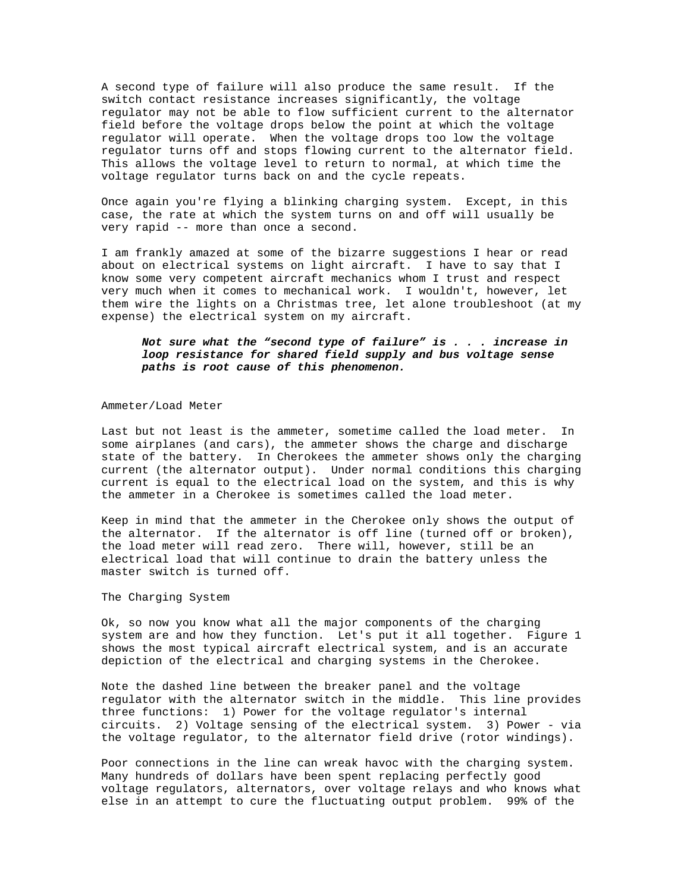A second type of failure will also produce the same result. If the switch contact resistance increases significantly, the voltage regulator may not be able to flow sufficient current to the alternator field before the voltage drops below the point at which the voltage regulator will operate. When the voltage drops too low the voltage regulator turns off and stops flowing current to the alternator field. This allows the voltage level to return to normal, at which time the voltage regulator turns back on and the cycle repeats.

Once again you're flying a blinking charging system. Except, in this case, the rate at which the system turns on and off will usually be very rapid -- more than once a second.

I am frankly amazed at some of the bizarre suggestions I hear or read about on electrical systems on light aircraft. I have to say that I know some very competent aircraft mechanics whom I trust and respect very much when it comes to mechanical work. I wouldn't, however, let them wire the lights on a Christmas tree, let alone troubleshoot (at my expense) the electrical system on my aircraft.

> ***Not sure what the “second type of failure” is . . . increase in loop resistance for shared field supply and bus voltage sense paths is root cause of this phenomenon.***

Ammeter/Load Meter

Last but not least is the ammeter, sometime called the load meter. In some airplanes (and cars), the ammeter shows the charge and discharge state of the battery. In Cherokees the ammeter shows only the charging current (the alternator output). Under normal conditions this charging current is equal to the electrical load on the system, and this is why the ammeter in a Cherokee is sometimes called the load meter.

Keep in mind that the ammeter in the Cherokee only shows the output of the alternator. If the alternator is off line (turned off or broken), the load meter will read zero. There will, however, still be an electrical load that will continue to drain the battery unless the master switch is turned off.

The Charging System

Ok, so now you know what all the major components of the charging system are and how they function. Let's put it all together. Figure 1 shows the most typical aircraft electrical system, and is an accurate depiction of the electrical and charging systems in the Cherokee.

Note the dashed line between the breaker panel and the voltage regulator with the alternator switch in the middle. This line provides three functions: 1) Power for the voltage regulator's internal circuits. 2) Voltage sensing of the electrical system. 3) Power - via the voltage regulator, to the alternator field drive (rotor windings).

Poor connections in the line can wreak havoc with the charging system. Many hundreds of dollars have been spent replacing perfectly good voltage regulators, alternators, over voltage relays and who knows what else in an attempt to cure the fluctuating output problem. 99% of the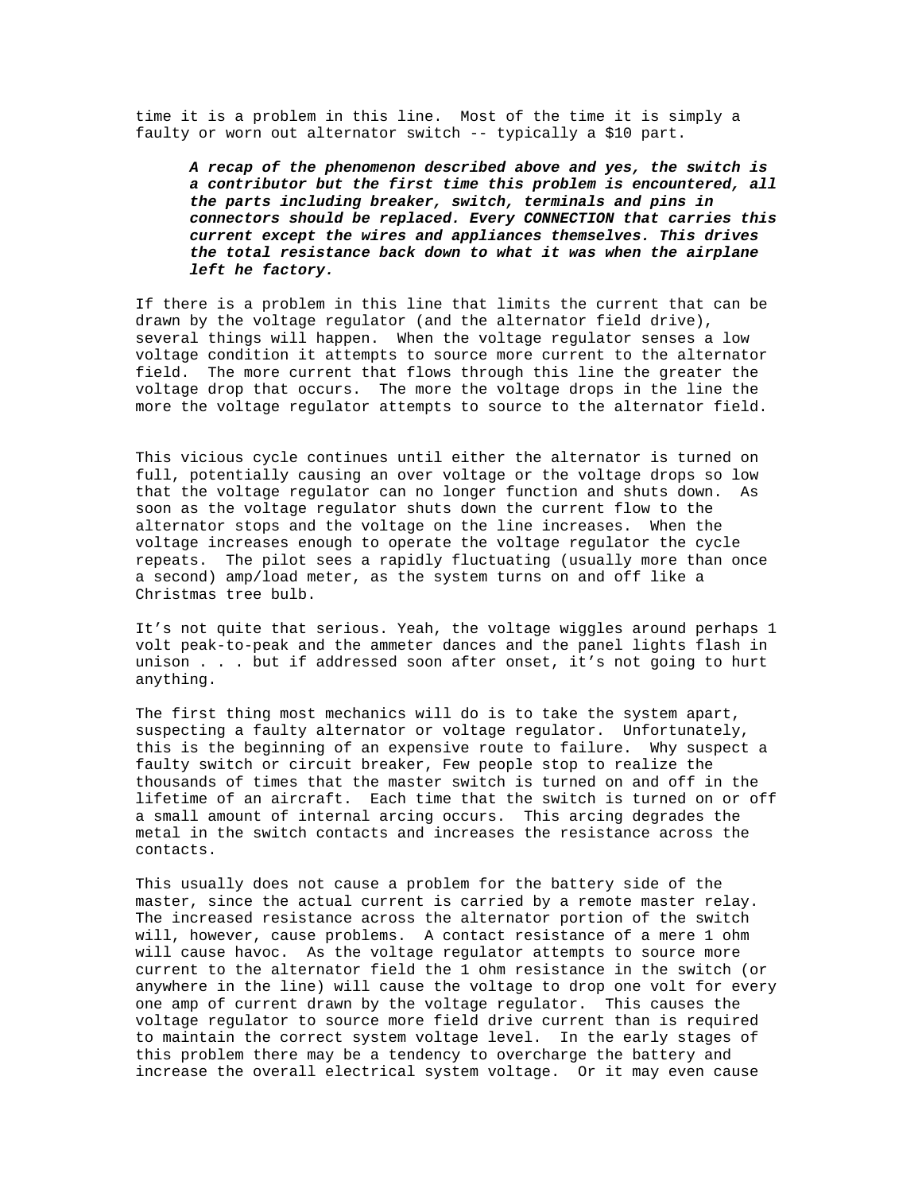time it is a problem in this line. Most of the time it is simply a faulty or worn out alternator switch -- typically a $10 part.

> ***A recap of the phenomenon described above and yes, the switch is a contributor but the first time this problem is encountered, all the parts including breaker, switch, terminals and pins in connectors should be replaced. Every CONNECTION that carries this current except the wires and appliances themselves. This drives the total resistance back down to what it was when the airplane left he factory.***

If there is a problem in this line that limits the current that can be drawn by the voltage regulator (and the alternator field drive), several things will happen. When the voltage regulator senses a low voltage condition it attempts to source more current to the alternator field. The more current that flows through this line the greater the voltage drop that occurs. The more the voltage drops in the line the more the voltage regulator attempts to source to the alternator field.

This vicious cycle continues until either the alternator is turned on full, potentially causing an over voltage or the voltage drops so low that the voltage regulator can no longer function and shuts down. As soon as the voltage regulator shuts down the current flow to the alternator stops and the voltage on the line increases. When the voltage increases enough to operate the voltage regulator the cycle repeats. The pilot sees a rapidly fluctuating (usually more than once a second) amp/load meter, as the system turns on and off like a Christmas tree bulb.

It's not quite that serious. Yeah, the voltage wiggles around perhaps 1 volt peak-to-peak and the ammeter dances and the panel lights flash in unison . . . but if addressed soon after onset, it's not going to hurt anything.

The first thing most mechanics will do is to take the system apart, suspecting a faulty alternator or voltage regulator. Unfortunately, this is the beginning of an expensive route to failure. Why suspect a faulty switch or circuit breaker, Few people stop to realize the thousands of times that the master switch is turned on and off in the lifetime of an aircraft. Each time that the switch is turned on or off a small amount of internal arcing occurs. This arcing degrades the metal in the switch contacts and increases the resistance across the contacts.

This usually does not cause a problem for the battery side of the master, since the actual current is carried by a remote master relay. The increased resistance across the alternator portion of the switch will, however, cause problems. A contact resistance of a mere 1 ohm will cause havoc. As the voltage regulator attempts to source more current to the alternator field the 1 ohm resistance in the switch (or anywhere in the line) will cause the voltage to drop one volt for every one amp of current drawn by the voltage regulator. This causes the voltage regulator to source more field drive current than is required to maintain the correct system voltage level. In the early stages of this problem there may be a tendency to overcharge the battery and increase the overall electrical system voltage. Or it may even cause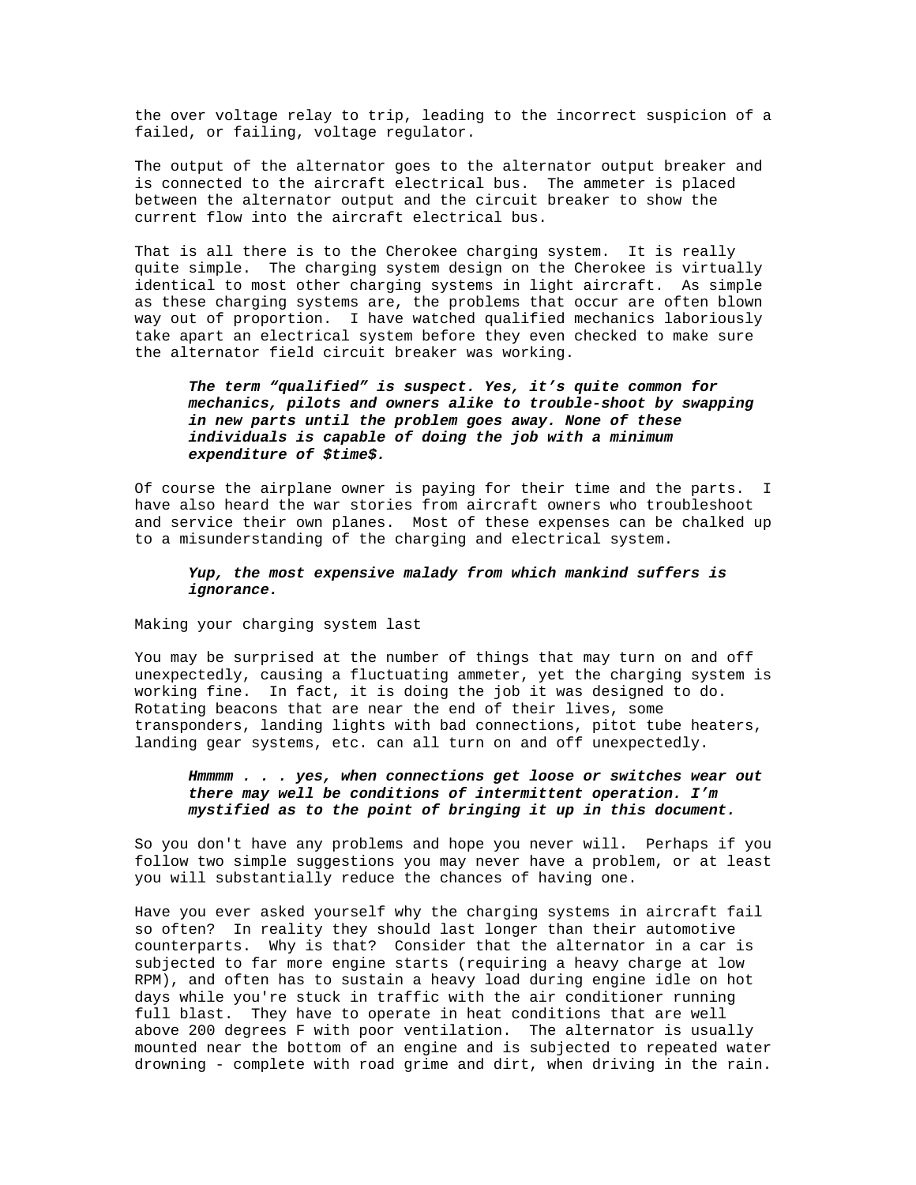the over voltage relay to trip, leading to the incorrect suspicion of a failed, or failing, voltage regulator.

The output of the alternator goes to the alternator output breaker and is connected to the aircraft electrical bus. The ammeter is placed between the alternator output and the circuit breaker to show the current flow into the aircraft electrical bus.

That is all there is to the Cherokee charging system. It is really quite simple. The charging system design on the Cherokee is virtually identical to most other charging systems in light aircraft. As simple as these charging systems are, the problems that occur are often blown way out of proportion. I have watched qualified mechanics laboriously take apart an electrical system before they even checked to make sure the alternator field circuit breaker was working.

> ***The term “qualified” is suspect. Yes, it’s quite common for mechanics, pilots and owners alike to trouble-shoot by swapping in new parts until the problem goes away. None of these individuals is capable of doing the job with a minimum expenditure of $time$.***

Of course the airplane owner is paying for their time and the parts. I have also heard the war stories from aircraft owners who troubleshoot and service their own planes. Most of these expenses can be chalked up to a misunderstanding of the charging and electrical system.

> ***Yup, the most expensive malady from which mankind suffers is ignorance.***

Making your charging system last

You may be surprised at the number of things that may turn on and off unexpectedly, causing a fluctuating ammeter, yet the charging system is working fine. In fact, it is doing the job it was designed to do. Rotating beacons that are near the end of their lives, some transponders, landing lights with bad connections, pitot tube heaters, landing gear systems, etc. can all turn on and off unexpectedly.

> ***Hmmmm . . . yes, when connections get loose or switches wear out there may well be conditions of intermittent operation. I’m mystified as to the point of bringing it up in this document.***

So you don't have any problems and hope you never will. Perhaps if you follow two simple suggestions you may never have a problem, or at least you will substantially reduce the chances of having one.

Have you ever asked yourself why the charging systems in aircraft fail so often? In reality they should last longer than their automotive counterparts. Why is that? Consider that the alternator in a car is subjected to far more engine starts (requiring a heavy charge at low RPM), and often has to sustain a heavy load during engine idle on hot days while you're stuck in traffic with the air conditioner running full blast. They have to operate in heat conditions that are well above 200 degrees F with poor ventilation. The alternator is usually mounted near the bottom of an engine and is subjected to repeated water drowning - complete with road grime and dirt, when driving in the rain.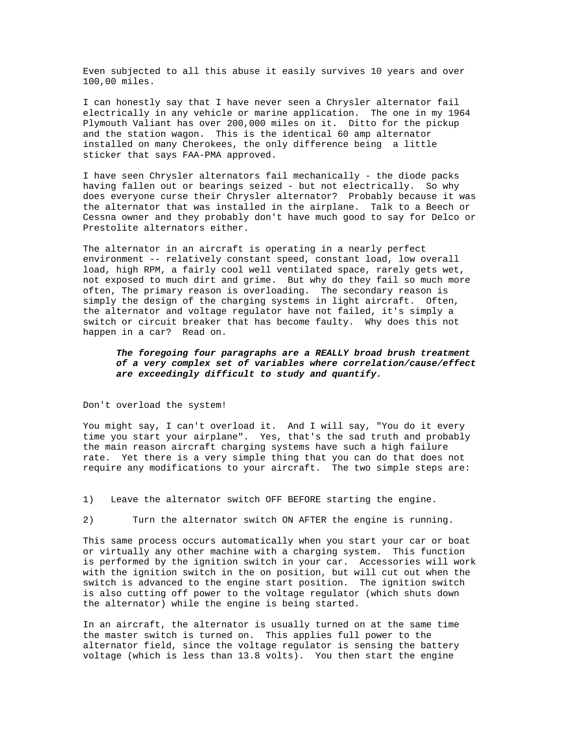Even subjected to all this abuse it easily survives 10 years and over 100,00 miles.

I can honestly say that I have never seen a Chrysler alternator fail electrically in any vehicle or marine application. The one in my 1964 Plymouth Valiant has over 200,000 miles on it. Ditto for the pickup and the station wagon. This is the identical 60 amp alternator installed on many Cherokees, the only difference being a little sticker that says FAA-PMA approved.

I have seen Chrysler alternators fail mechanically - the diode packs having fallen out or bearings seized - but not electrically. So why does everyone curse their Chrysler alternator? Probably because it was the alternator that was installed in the airplane. Talk to a Beech or Cessna owner and they probably don't have much good to say for Delco or Prestolite alternators either.

The alternator in an aircraft is operating in a nearly perfect environment -- relatively constant speed, constant load, low overall load, high RPM, a fairly cool well ventilated space, rarely gets wet, not exposed to much dirt and grime. But why do they fail so much more often, The primary reason is overloading. The secondary reason is simply the design of the charging systems in light aircraft. Often, the alternator and voltage regulator have not failed, it's simply a switch or circuit breaker that has become faulty. Why does this not happen in a car? Read on.

> ***The foregoing four paragraphs are a REALLY broad brush treatment of a very complex set of variables where correlation/cause/effect are exceedingly difficult to study and quantify.***

Don't overload the system!

You might say, I can't overload it. And I will say, "You do it every time you start your airplane". Yes, that's the sad truth and probably the main reason aircraft charging systems have such a high failure rate. Yet there is a very simple thing that you can do that does not require any modifications to your aircraft. The two simple steps are:

1) Leave the alternator switch OFF BEFORE starting the engine.

2) Turn the alternator switch ON AFTER the engine is running.

This same process occurs automatically when you start your car or boat or virtually any other machine with a charging system. This function is performed by the ignition switch in your car. Accessories will work with the ignition switch in the on position, but will cut out when the switch is advanced to the engine start position. The ignition switch is also cutting off power to the voltage regulator (which shuts down the alternator) while the engine is being started.

In an aircraft, the alternator is usually turned on at the same time the master switch is turned on. This applies full power to the alternator field, since the voltage regulator is sensing the battery voltage (which is less than 13.8 volts). You then start the engine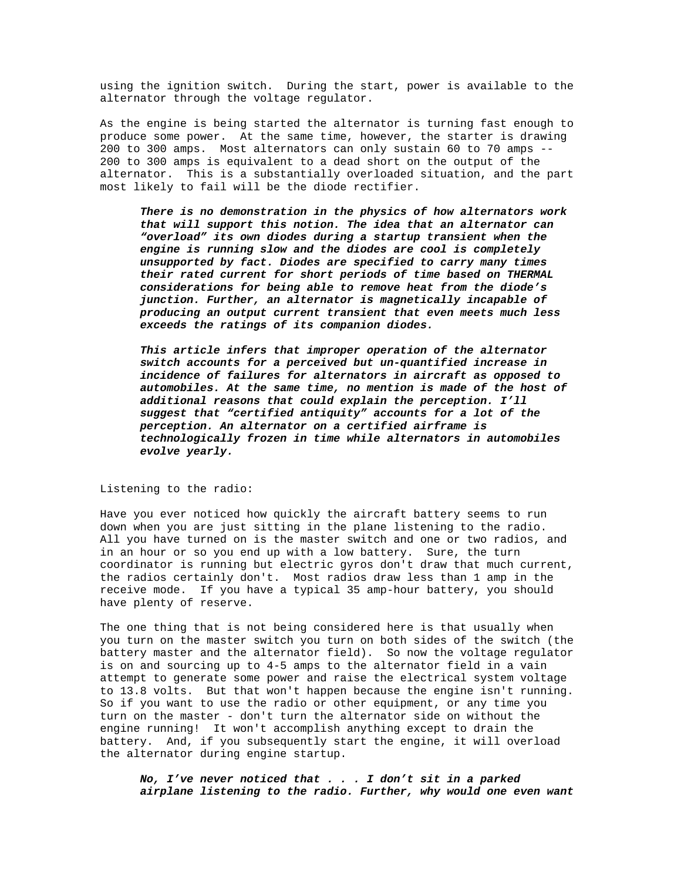using the ignition switch. During the start, power is available to the alternator through the voltage regulator.

As the engine is being started the alternator is turning fast enough to produce some power. At the same time, however, the starter is drawing 200 to 300 amps. Most alternators can only sustain 60 to 70 amps -- 200 to 300 amps is equivalent to a dead short on the output of the alternator. This is a substantially overloaded situation, and the part most likely to fail will be the diode rectifier.

> ***There is no demonstration in the physics of how alternators work that will support this notion. The idea that an alternator can "overload" its own diodes during a startup transient when the engine is running slow and the diodes are cool is completely unsupported by fact. Diodes are specified to carry many times their rated current for short periods of time based on THERMAL considerations for being able to remove heat from the diode's junction. Further, an alternator is magnetically incapable of producing an output current transient that even meets much less exceeds the ratings of its companion diodes.***
>
> ***This article infers that improper operation of the alternator switch accounts for a perceived but un-quantified increase in incidence of failures for alternators in aircraft as opposed to automobiles. At the same time, no mention is made of the host of additional reasons that could explain the perception. I'll suggest that "certified antiquity" accounts for a lot of the perception. An alternator on a certified airframe is technologically frozen in time while alternators in automobiles evolve yearly.***

Listening to the radio:

Have you ever noticed how quickly the aircraft battery seems to run down when you are just sitting in the plane listening to the radio. All you have turned on is the master switch and one or two radios, and in an hour or so you end up with a low battery. Sure, the turn coordinator is running but electric gyros don't draw that much current, the radios certainly don't. Most radios draw less than 1 amp in the receive mode. If you have a typical 35 amp-hour battery, you should have plenty of reserve.

The one thing that is not being considered here is that usually when you turn on the master switch you turn on both sides of the switch (the battery master and the alternator field). So now the voltage regulator is on and sourcing up to 4-5 amps to the alternator field in a vain attempt to generate some power and raise the electrical system voltage to 13.8 volts. But that won't happen because the engine isn't running. So if you want to use the radio or other equipment, or any time you turn on the master - don't turn the alternator side on without the engine running! It won't accomplish anything except to drain the battery. And, if you subsequently start the engine, it will overload the alternator during engine startup.

> ***No, I've never noticed that . . . I don't sit in a parked airplane listening to the radio. Further, why would one even want***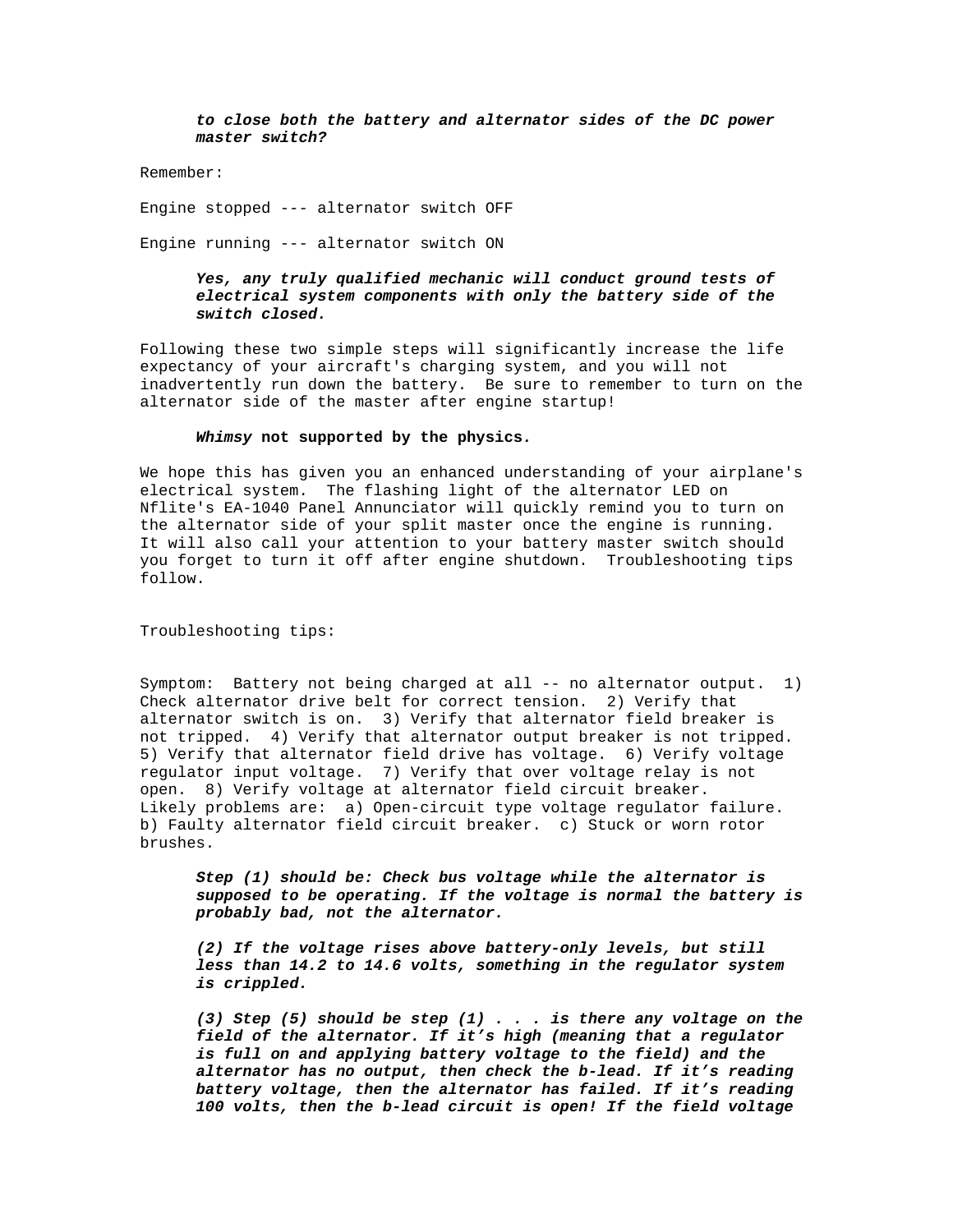*to close both the battery and alternator sides of the DC power master switch?*

Remember:

Engine stopped --- alternator switch OFF

Engine running --- alternator switch ON

> ***Yes, any truly qualified mechanic will conduct ground tests of electrical system components with only the battery side of the switch closed.***

Following these two simple steps will significantly increase the life expectancy of your aircraft's charging system, and you will not inadvertently run down the battery. Be sure to remember to turn on the alternator side of the master after engine startup!

> ***Whimsy* not supported by the physics.**

We hope this has given you an enhanced understanding of your airplane's electrical system. The flashing light of the alternator LED on Nflite's EA-1040 Panel Annunciator will quickly remind you to turn on the alternator side of your split master once the engine is running. It will also call your attention to your battery master switch should you forget to turn it off after engine shutdown. Troubleshooting tips follow.

Troubleshooting tips:

Symptom: Battery not being charged at all -- no alternator output. 1) Check alternator drive belt for correct tension. 2) Verify that alternator switch is on. 3) Verify that alternator field breaker is not tripped. 4) Verify that alternator output breaker is not tripped. 5) Verify that alternator field drive has voltage. 6) Verify voltage regulator input voltage. 7) Verify that over voltage relay is not open. 8) Verify voltage at alternator field circuit breaker. Likely problems are: a) Open-circuit type voltage regulator failure. b) Faulty alternator field circuit breaker. c) Stuck or worn rotor brushes.

> ***Step (1) should be: Check bus voltage while the alternator is supposed to be operating. If the voltage is normal the battery is probably bad, not the alternator.***
>
> ***(2) If the voltage rises above battery-only levels, but still less than 14.2 to 14.6 volts, something in the regulator system is crippled.***
>
> ***(3) Step (5) should be step (1) . . . is there any voltage on the field of the alternator. If it's high (meaning that a regulator is full on and applying battery voltage to the field) and the alternator has no output, then check the b-lead. If it's reading battery voltage, then the alternator has failed. If it's reading 100 volts, then the b-lead circuit is open! If the field voltage***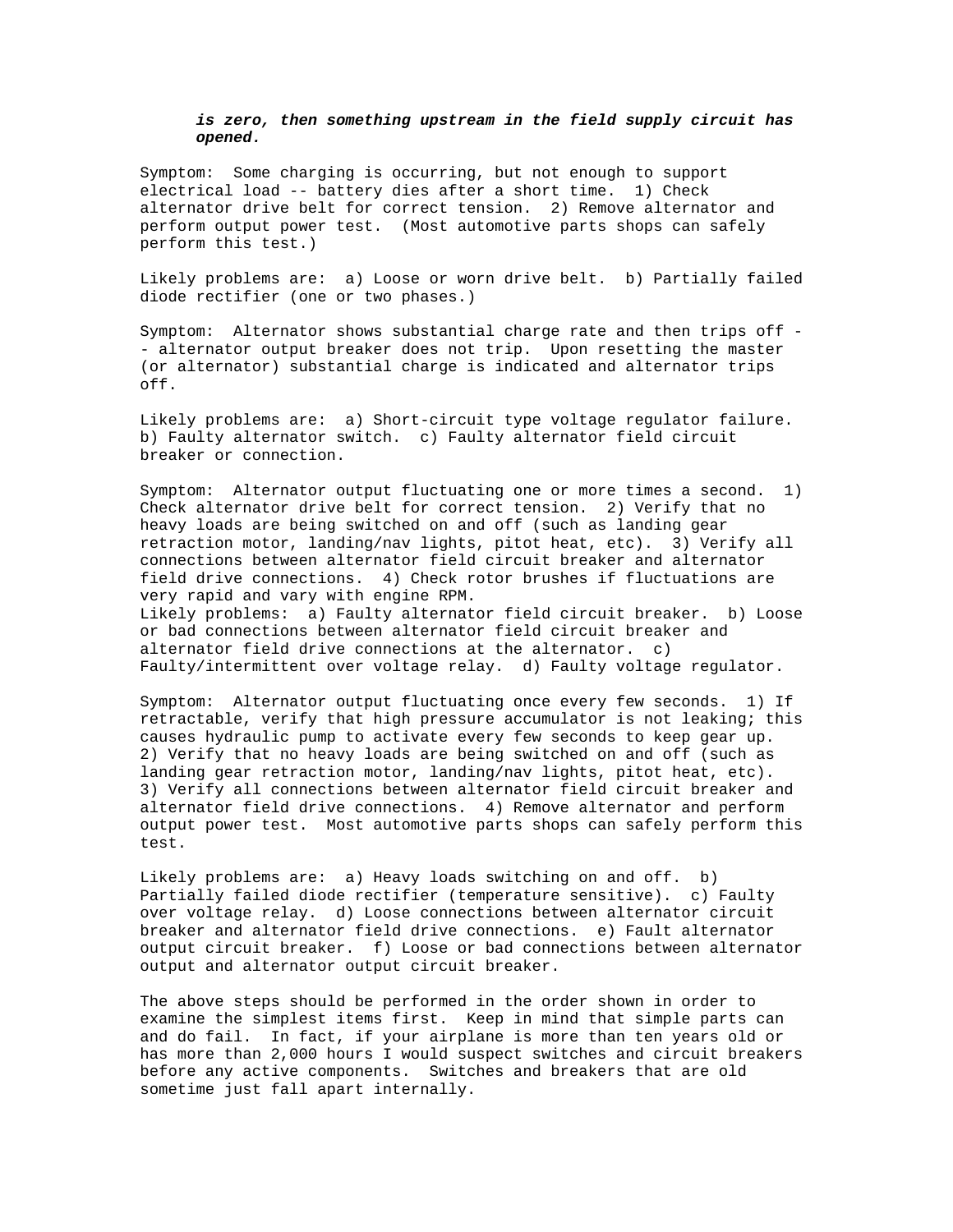***is zero, then something upstream in the field supply circuit has opened.***

Symptom: Some charging is occurring, but not enough to support electrical load -- battery dies after a short time. 1) Check alternator drive belt for correct tension. 2) Remove alternator and perform output power test. (Most automotive parts shops can safely perform this test.)

Likely problems are: a) Loose or worn drive belt. b) Partially failed diode rectifier (one or two phases.)

Symptom: Alternator shows substantial charge rate and then trips off -- alternator output breaker does not trip. Upon resetting the master (or alternator) substantial charge is indicated and alternator trips off.

Likely problems are: a) Short-circuit type voltage regulator failure. b) Faulty alternator switch. c) Faulty alternator field circuit breaker or connection.

Symptom: Alternator output fluctuating one or more times a second. 1) Check alternator drive belt for correct tension. 2) Verify that no heavy loads are being switched on and off (such as landing gear retraction motor, landing/nav lights, pitot heat, etc). 3) Verify all connections between alternator field circuit breaker and alternator field drive connections. 4) Check rotor brushes if fluctuations are very rapid and vary with engine RPM.
Likely problems: a) Faulty alternator field circuit breaker. b) Loose or bad connections between alternator field circuit breaker and alternator field drive connections at the alternator. c) Faulty/intermittent over voltage relay. d) Faulty voltage regulator.

Symptom: Alternator output fluctuating once every few seconds. 1) If retractable, verify that high pressure accumulator is not leaking; this causes hydraulic pump to activate every few seconds to keep gear up. 2) Verify that no heavy loads are being switched on and off (such as landing gear retraction motor, landing/nav lights, pitot heat, etc). 3) Verify all connections between alternator field circuit breaker and alternator field drive connections. 4) Remove alternator and perform output power test. Most automotive parts shops can safely perform this test.

Likely problems are: a) Heavy loads switching on and off. b) Partially failed diode rectifier (temperature sensitive). c) Faulty over voltage relay. d) Loose connections between alternator circuit breaker and alternator field drive connections. e) Fault alternator output circuit breaker. f) Loose or bad connections between alternator output and alternator output circuit breaker.

The above steps should be performed in the order shown in order to examine the simplest items first. Keep in mind that simple parts can and do fail. In fact, if your airplane is more than ten years old or has more than 2,000 hours I would suspect switches and circuit breakers before any active components. Switches and breakers that are old sometime just fall apart internally.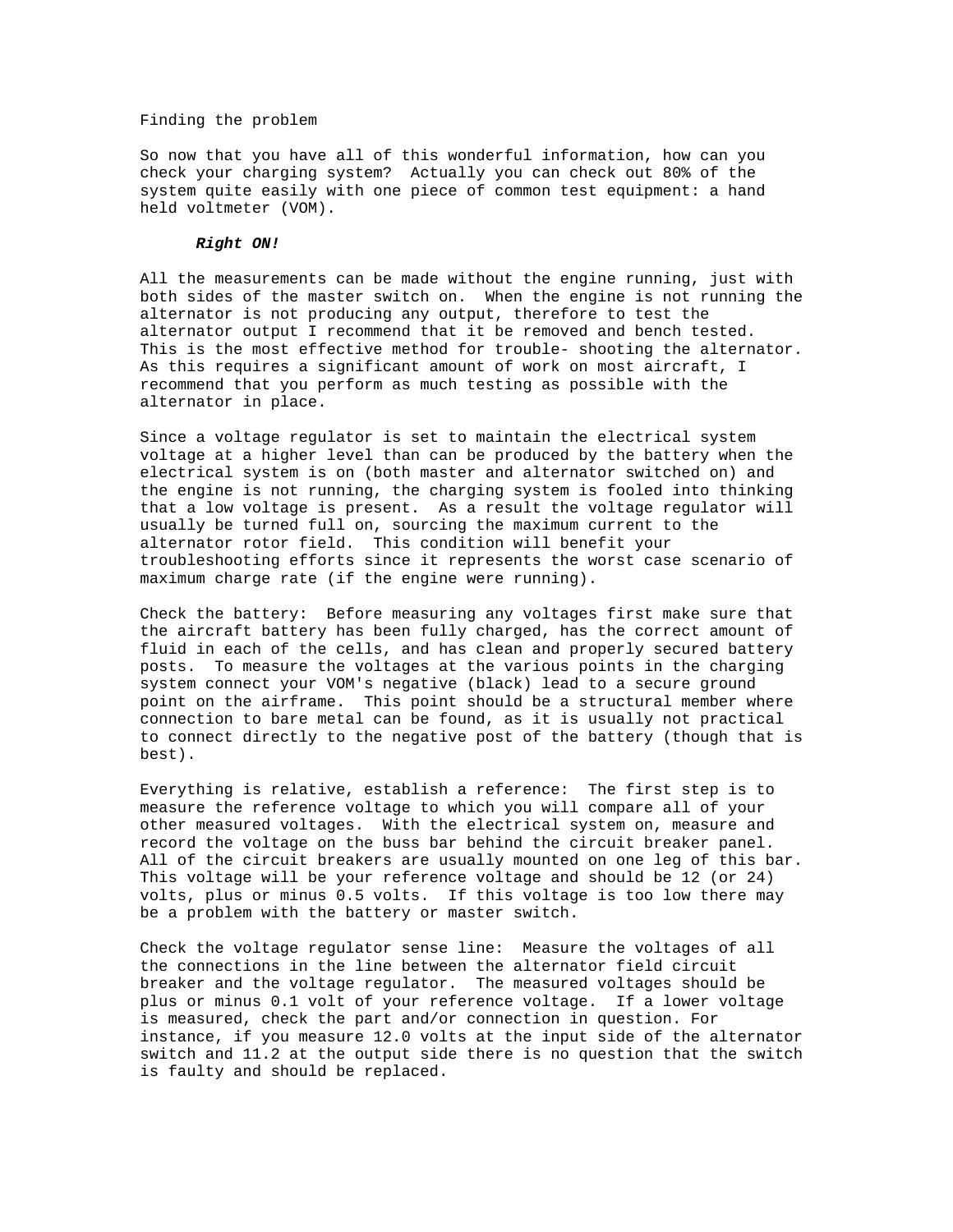Finding the problem

So now that you have all of this wonderful information, how can you check your charging system? Actually you can check out 80% of the system quite easily with one piece of common test equipment: a hand held voltmeter (VOM).

> ***Right ON!***

All the measurements can be made without the engine running, just with both sides of the master switch on. When the engine is not running the alternator is not producing any output, therefore to test the alternator output I recommend that it be removed and bench tested. This is the most effective method for trouble- shooting the alternator. As this requires a significant amount of work on most aircraft, I recommend that you perform as much testing as possible with the alternator in place.

Since a voltage regulator is set to maintain the electrical system voltage at a higher level than can be produced by the battery when the electrical system is on (both master and alternator switched on) and the engine is not running, the charging system is fooled into thinking that a low voltage is present. As a result the voltage regulator will usually be turned full on, sourcing the maximum current to the alternator rotor field. This condition will benefit your troubleshooting efforts since it represents the worst case scenario of maximum charge rate (if the engine were running).

Check the battery: Before measuring any voltages first make sure that the aircraft battery has been fully charged, has the correct amount of fluid in each of the cells, and has clean and properly secured battery posts. To measure the voltages at the various points in the charging system connect your VOM's negative (black) lead to a secure ground point on the airframe. This point should be a structural member where connection to bare metal can be found, as it is usually not practical to connect directly to the negative post of the battery (though that is best).

Everything is relative, establish a reference: The first step is to measure the reference voltage to which you will compare all of your other measured voltages. With the electrical system on, measure and record the voltage on the buss bar behind the circuit breaker panel. All of the circuit breakers are usually mounted on one leg of this bar. This voltage will be your reference voltage and should be 12 (or 24) volts, plus or minus 0.5 volts. If this voltage is too low there may be a problem with the battery or master switch.

Check the voltage regulator sense line: Measure the voltages of all the connections in the line between the alternator field circuit breaker and the voltage regulator. The measured voltages should be plus or minus 0.1 volt of your reference voltage. If a lower voltage is measured, check the part and/or connection in question. For instance, if you measure 12.0 volts at the input side of the alternator switch and 11.2 at the output side there is no question that the switch is faulty and should be replaced.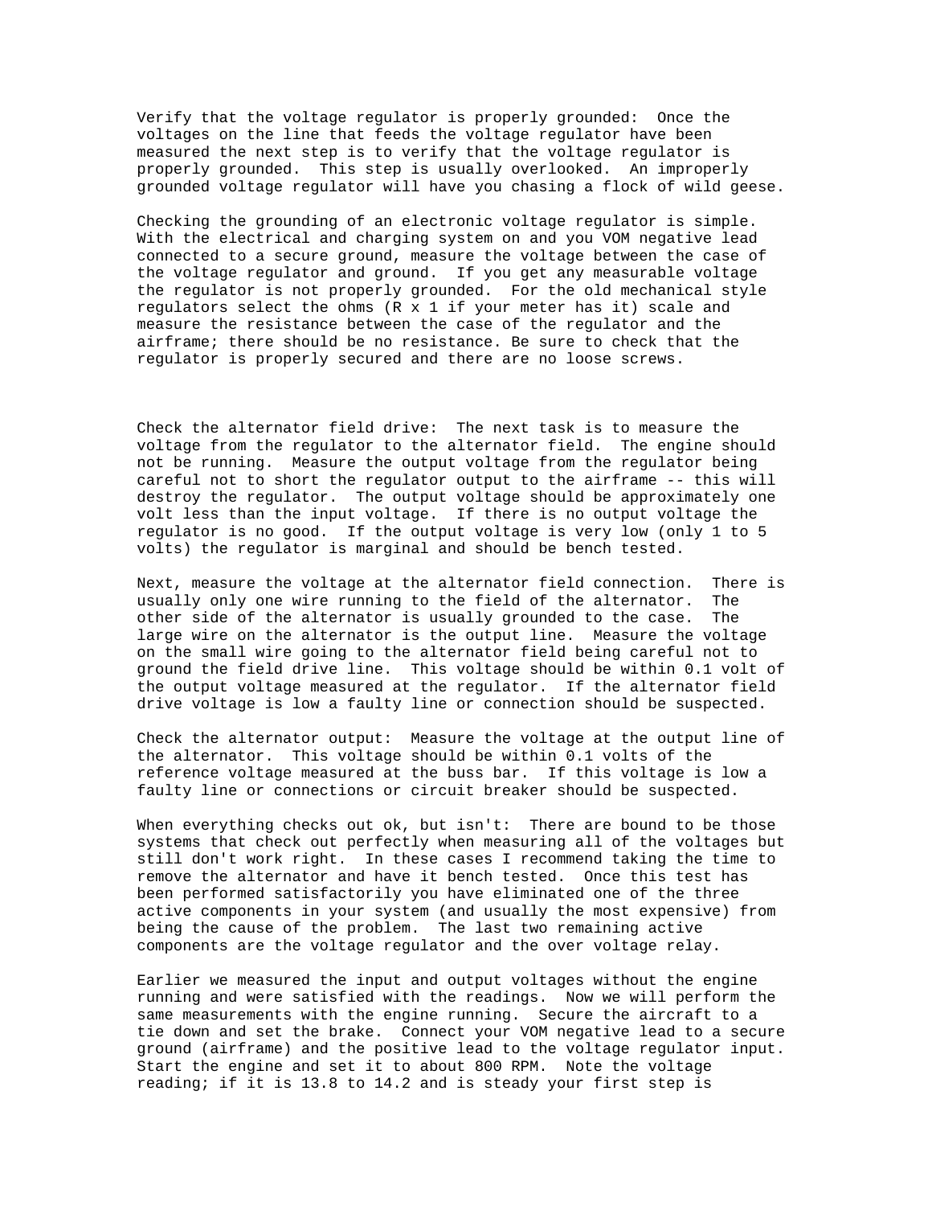Verify that the voltage regulator is properly grounded: Once the voltages on the line that feeds the voltage regulator have been measured the next step is to verify that the voltage regulator is properly grounded. This step is usually overlooked. An improperly grounded voltage regulator will have you chasing a flock of wild geese.

Checking the grounding of an electronic voltage regulator is simple. With the electrical and charging system on and you VOM negative lead connected to a secure ground, measure the voltage between the case of the voltage regulator and ground. If you get any measurable voltage the regulator is not properly grounded. For the old mechanical style regulators select the ohms (R x 1 if your meter has it) scale and measure the resistance between the case of the regulator and the airframe; there should be no resistance. Be sure to check that the regulator is properly secured and there are no loose screws.

Check the alternator field drive: The next task is to measure the voltage from the regulator to the alternator field. The engine should not be running. Measure the output voltage from the regulator being careful not to short the regulator output to the airframe -- this will destroy the regulator. The output voltage should be approximately one volt less than the input voltage. If there is no output voltage the regulator is no good. If the output voltage is very low (only 1 to 5 volts) the regulator is marginal and should be bench tested.

Next, measure the voltage at the alternator field connection. There is usually only one wire running to the field of the alternator. The other side of the alternator is usually grounded to the case. The large wire on the alternator is the output line. Measure the voltage on the small wire going to the alternator field being careful not to ground the field drive line. This voltage should be within 0.1 volt of the output voltage measured at the regulator. If the alternator field drive voltage is low a faulty line or connection should be suspected.

Check the alternator output: Measure the voltage at the output line of the alternator. This voltage should be within 0.1 volts of the reference voltage measured at the buss bar. If this voltage is low a faulty line or connections or circuit breaker should be suspected.

When everything checks out ok, but isn't: There are bound to be those systems that check out perfectly when measuring all of the voltages but still don't work right. In these cases I recommend taking the time to remove the alternator and have it bench tested. Once this test has been performed satisfactorily you have eliminated one of the three active components in your system (and usually the most expensive) from being the cause of the problem. The last two remaining active components are the voltage regulator and the over voltage relay.

Earlier we measured the input and output voltages without the engine running and were satisfied with the readings. Now we will perform the same measurements with the engine running. Secure the aircraft to a tie down and set the brake. Connect your VOM negative lead to a secure ground (airframe) and the positive lead to the voltage regulator input. Start the engine and set it to about 800 RPM. Note the voltage reading; if it is 13.8 to 14.2 and is steady your first step is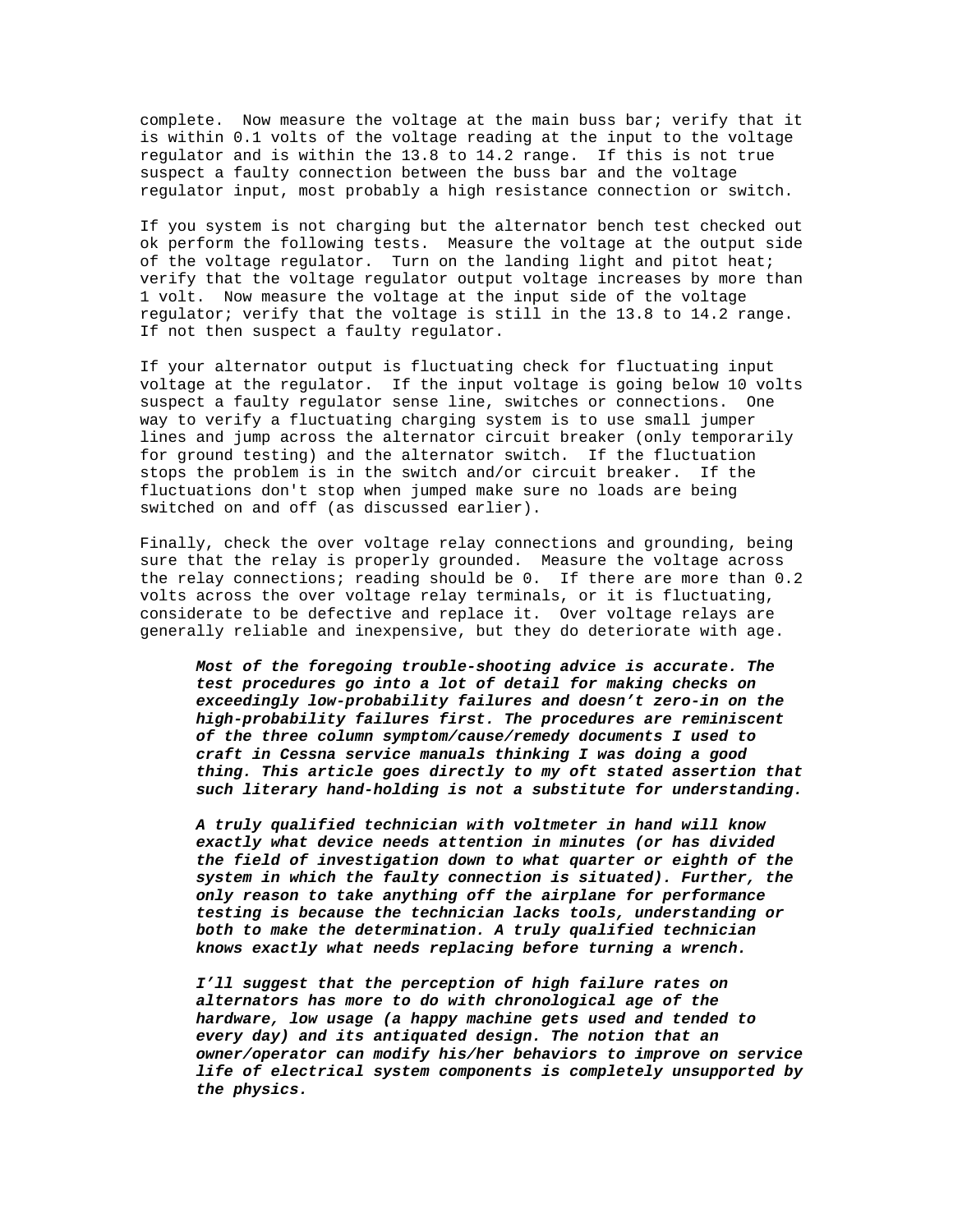complete. Now measure the voltage at the main buss bar; verify that it is within 0.1 volts of the voltage reading at the input to the voltage regulator and is within the 13.8 to 14.2 range. If this is not true suspect a faulty connection between the buss bar and the voltage regulator input, most probably a high resistance connection or switch.

If you system is not charging but the alternator bench test checked out ok perform the following tests. Measure the voltage at the output side of the voltage regulator. Turn on the landing light and pitot heat; verify that the voltage regulator output voltage increases by more than 1 volt. Now measure the voltage at the input side of the voltage regulator; verify that the voltage is still in the 13.8 to 14.2 range. If not then suspect a faulty regulator.

If your alternator output is fluctuating check for fluctuating input voltage at the regulator. If the input voltage is going below 10 volts suspect a faulty regulator sense line, switches or connections. One way to verify a fluctuating charging system is to use small jumper lines and jump across the alternator circuit breaker (only temporarily for ground testing) and the alternator switch. If the fluctuation stops the problem is in the switch and/or circuit breaker. If the fluctuations don't stop when jumped make sure no loads are being switched on and off (as discussed earlier).

Finally, check the over voltage relay connections and grounding, being sure that the relay is properly grounded. Measure the voltage across the relay connections; reading should be 0. If there are more than 0.2 volts across the over voltage relay terminals, or it is fluctuating, considerate to be defective and replace it. Over voltage relays are generally reliable and inexpensive, but they do deteriorate with age.

> ***Most of the foregoing trouble-shooting advice is accurate. The test procedures go into a lot of detail for making checks on exceedingly low-probability failures and doesn't zero-in on the high-probability failures first. The procedures are reminiscent of the three column symptom/cause/remedy documents I used to craft in Cessna service manuals thinking I was doing a good thing. This article goes directly to my oft stated assertion that such literary hand-holding is not a substitute for understanding.***
>
> ***A truly qualified technician with voltmeter in hand will know exactly what device needs attention in minutes (or has divided the field of investigation down to what quarter or eighth of the system in which the faulty connection is situated). Further, the only reason to take anything off the airplane for performance testing is because the technician lacks tools, understanding or both to make the determination. A truly qualified technician knows exactly what needs replacing before turning a wrench.***
>
> ***I'll suggest that the perception of high failure rates on alternators has more to do with chronological age of the hardware, low usage (a happy machine gets used and tended to every day) and its antiquated design. The notion that an owner/operator can modify his/her behaviors to improve on service life of electrical system components is completely unsupported by the physics.***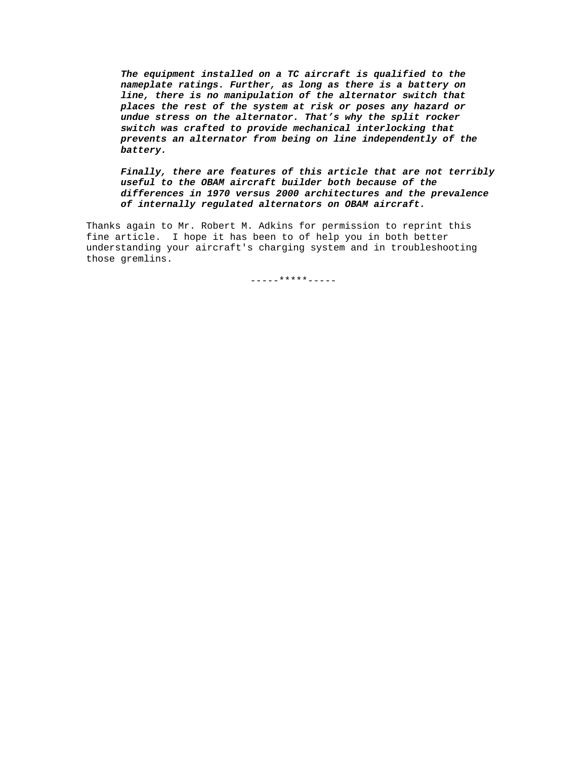> ***The equipment installed on a TC aircraft is qualified to the nameplate ratings. Further, as long as there is a battery on line, there is no manipulation of the alternator switch that places the rest of the system at risk or poses any hazard or undue stress on the alternator. That's why the split rocker switch was crafted to provide mechanical interlocking that prevents an alternator from being on line independently of the battery.***
>
> ***Finally, there are features of this article that are not terribly useful to the OBAM aircraft builder both because of the differences in 1970 versus 2000 architectures and the prevalence of internally regulated alternators on OBAM aircraft.***

Thanks again to Mr. Robert M. Adkins for permission to reprint this fine article. I hope it has been to of help you in both better understanding your aircraft's charging system and in troubleshooting those gremlins.

-----*****-----